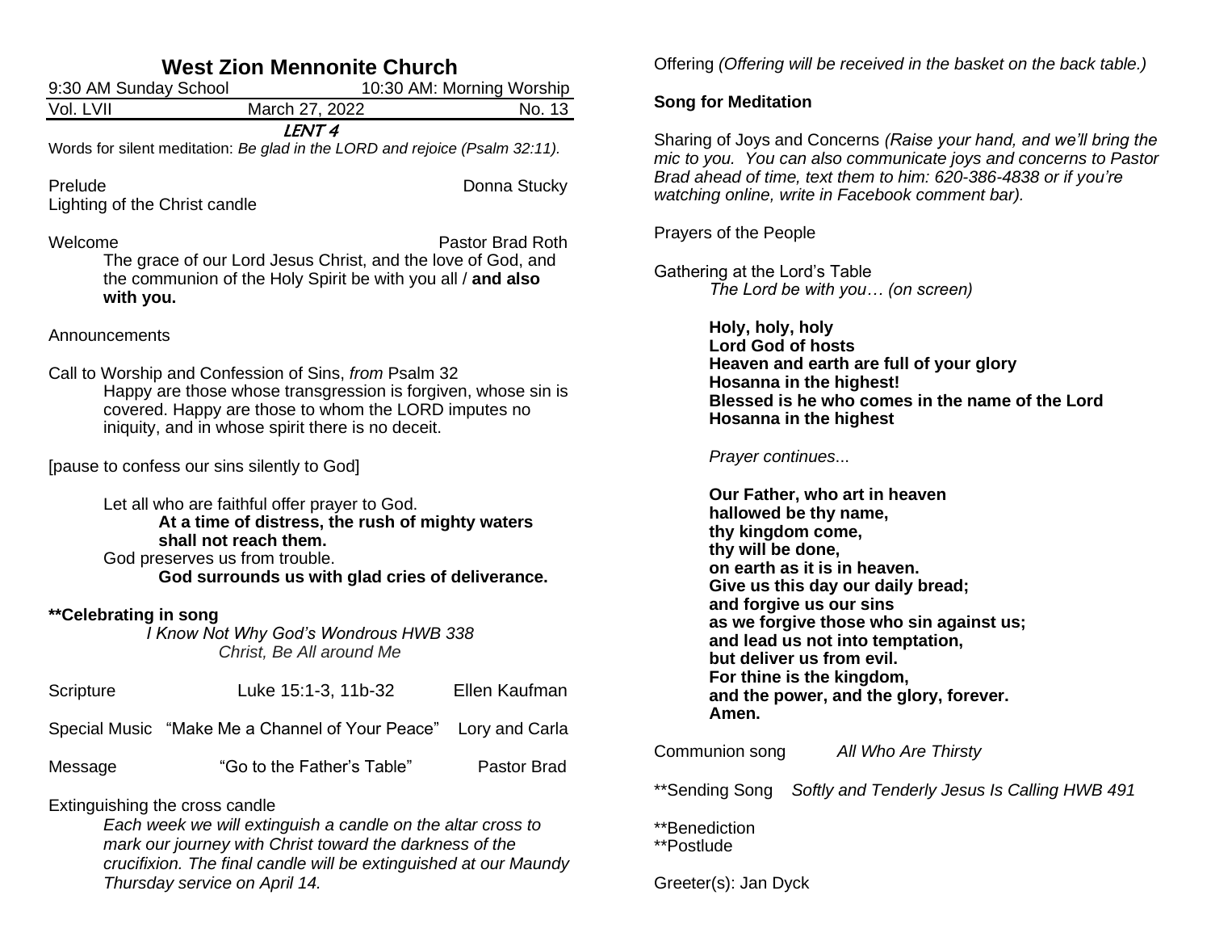# West Zion Mennonite Church

9:30 AM Sunday School — 10:30 AM: Morning Worship

Vol. LVII — March 27, 2022 — No. 13

LENT 4

Words for silent meditation: *Be glad in the LORD and rejoice (Psalm 32:11).*

Prelude — Donna Stucky

Lighting of the Christ candle

Welcome — Pastor Brad Roth

The grace of our Lord Jesus Christ, and the love of God, and the communion of the Holy Spirit be with you all / **and also with you.**

Announcements

Call to Worship and Confession of Sins, *from* Psalm 32

Happy are those whose transgression is forgiven, whose sin is covered. Happy are those to whom the LORD imputes no iniquity, and in whose spirit there is no deceit.

[pause to confess our sins silently to God]

Let all who are faithful offer prayer to God.

**At a time of distress, the rush of mighty waters shall not reach them.**

God preserves us from trouble.

**God surrounds us with glad cries of deliverance.**

**\*\*Celebrating in song**

*I Know Not Why God's Wondrous HWB 338*

*Christ, Be All around Me*

Scripture — Luke 15:1-3, 11b-32 — Ellen Kaufman

Special Music — "Make Me a Channel of Your Peace" — Lory and Carla

Message — "Go to the Father's Table" — Pastor Brad

Extinguishing the cross candle

*Each week we will extinguish a candle on the altar cross to mark our journey with Christ toward the darkness of the crucifixion. The final candle will be extinguished at our Maundy Thursday service on April 14.*

Offering *(Offering will be received in the basket on the back table.)*

**Song for Meditation**

Sharing of Joys and Concerns *(Raise your hand, and we'll bring the mic to you. You can also communicate joys and concerns to Pastor Brad ahead of time, text them to him: 620-386-4838 or if you're watching online, write in Facebook comment bar).*

Prayers of the People

Gathering at the Lord's Table

*The Lord be with you… (on screen)*

**Holy, holy, holy**
**Lord God of hosts**
**Heaven and earth are full of your glory**
**Hosanna in the highest!**
**Blessed is he who comes in the name of the Lord**
**Hosanna in the highest**

*Prayer continues...*

**Our Father, who art in heaven**
**hallowed be thy name,**
**thy kingdom come,**
**thy will be done,**
**on earth as it is in heaven.**
**Give us this day our daily bread;**
**and forgive us our sins**
**as we forgive those who sin against us;**
**and lead us not into temptation,**
**but deliver us from evil.**
**For thine is the kingdom,**
**and the power, and the glory, forever.**
**Amen.**

Communion song — *All Who Are Thirsty*

\*\*Sending Song — *Softly and Tenderly Jesus Is Calling HWB 491*

\*\*Benediction

\*\*Postlude

Greeter(s): Jan Dyck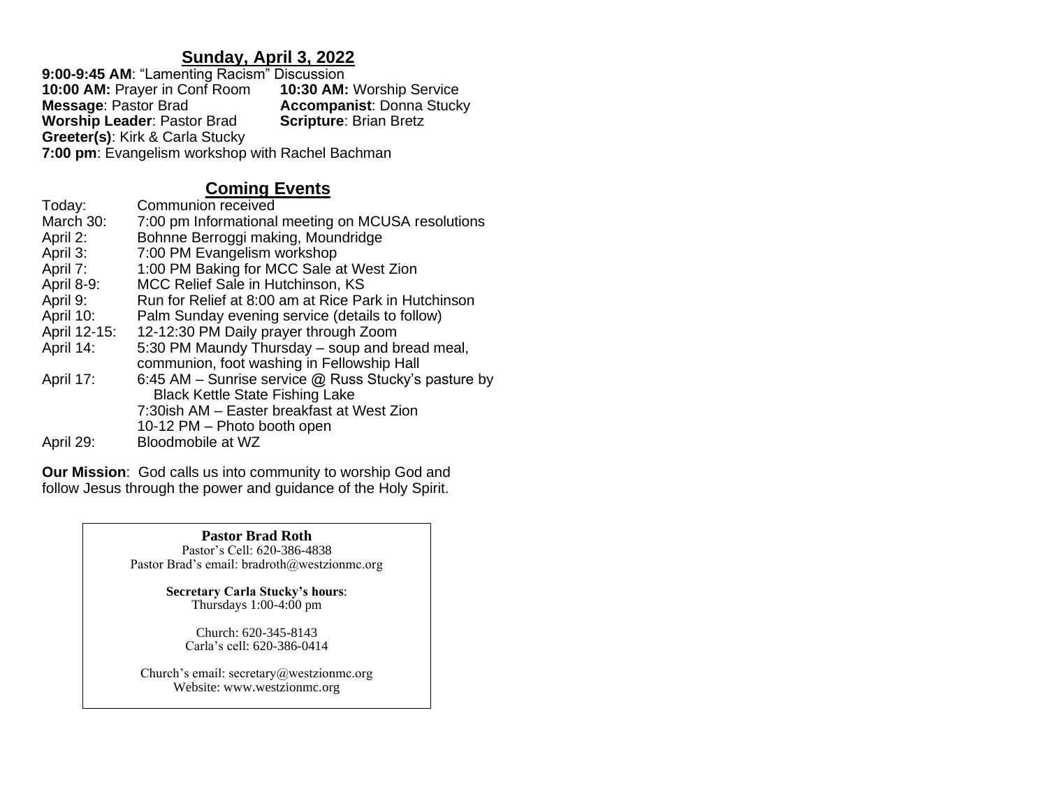## Sunday, April 3, 2022

**9:00-9:45 AM**: "Lamenting Racism" Discussion
**10:00 AM:** Prayer in Conf Room
**10:30 AM:** Worship Service
**Message**: Pastor Brad
**Accompanist**: Donna Stucky
**Worship Leader**: Pastor Brad
**Scripture**: Brian Bretz
**Greeter(s)**: Kirk & Carla Stucky
**7:00 pm**: Evangelism workshop with Rachel Bachman

## Coming Events

| | |
|---|---|
| Today: | Communion received |
| March 30: | 7:00 pm Informational meeting on MCUSA resolutions |
| April 2: | Bohnne Berroggi making, Moundridge |
| April 3: | 7:00 PM Evangelism workshop |
| April 7: | 1:00 PM Baking for MCC Sale at West Zion |
| April 8-9: | MCC Relief Sale in Hutchinson, KS |
| April 9: | Run for Relief at 8:00 am at Rice Park in Hutchinson |
| April 10: | Palm Sunday evening service (details to follow) |
| April 12-15: | 12-12:30 PM Daily prayer through Zoom |
| April 14: | 5:30 PM Maundy Thursday – soup and bread meal, communion, foot washing in Fellowship Hall |
| April 17: | 6:45 AM – Sunrise service @ Russ Stucky's pasture by Black Kettle State Fishing Lake<br>7:30ish AM – Easter breakfast at West Zion<br>10-12 PM – Photo booth open |
| April 29: | Bloodmobile at WZ |

**Our Mission**: God calls us into community to worship God and follow Jesus through the power and guidance of the Holy Spirit.

**Pastor Brad Roth**
Pastor's Cell: 620-386-4838
Pastor Brad's email: bradroth@westzionmc.org

**Secretary Carla Stucky's hours**:
Thursdays 1:00-4:00 pm

Church: 620-345-8143
Carla's cell: 620-386-0414

Church's email: secretary@westzionmc.org
Website: www.westzionmc.org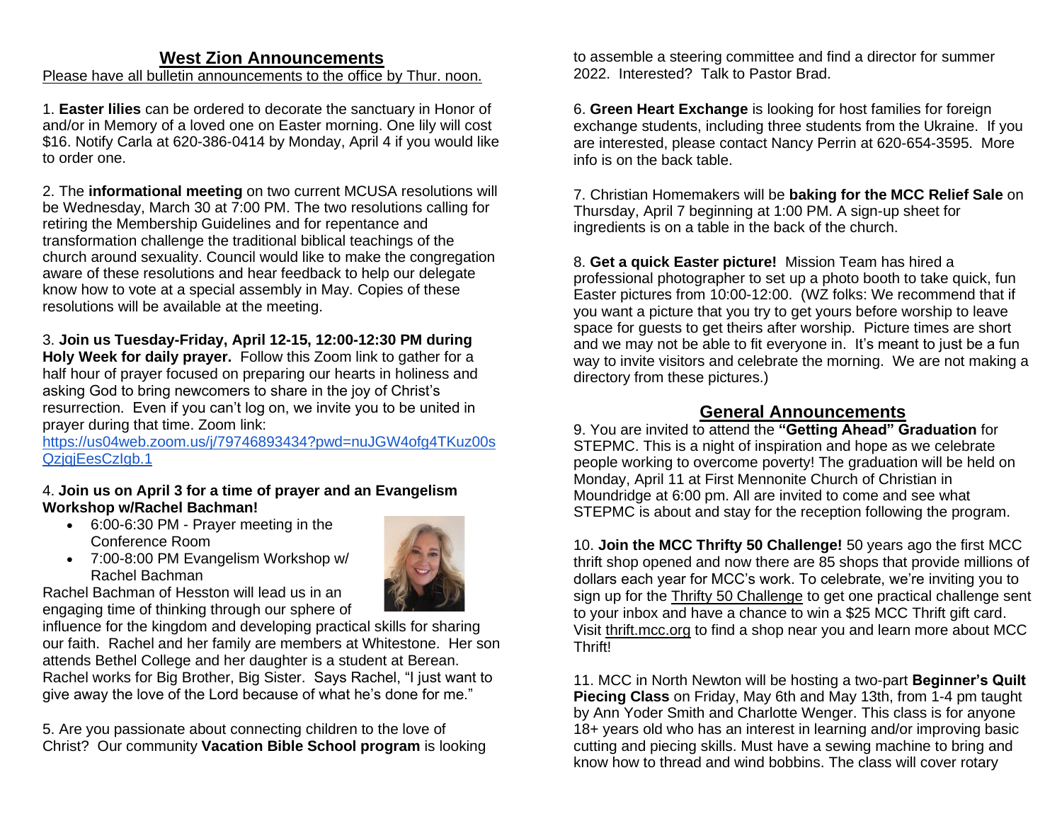## West Zion Announcements

Please have all bulletin announcements to the office by Thur. noon.

1. **Easter lilies** can be ordered to decorate the sanctuary in Honor of and/or in Memory of a loved one on Easter morning. One lily will cost $16. Notify Carla at 620-386-0414 by Monday, April 4 if you would like to order one.

2. The **informational meeting** on two current MCUSA resolutions will be Wednesday, March 30 at 7:00 PM. The two resolutions calling for retiring the Membership Guidelines and for repentance and transformation challenge the traditional biblical teachings of the church around sexuality. Council would like to make the congregation aware of these resolutions and hear feedback to help our delegate know how to vote at a special assembly in May. Copies of these resolutions will be available at the meeting.

3. **Join us Tuesday-Friday, April 12-15, 12:00-12:30 PM during Holy Week for daily prayer.** Follow this Zoom link to gather for a half hour of prayer focused on preparing our hearts in holiness and asking God to bring newcomers to share in the joy of Christ's resurrection. Even if you can't log on, we invite you to be united in prayer during that time. Zoom link: https://us04web.zoom.us/j/79746893434?pwd=nuJGW4ofg4TKuz00sQzjqjEesCzIgb.1

4. **Join us on April 3 for a time of prayer and an Evangelism Workshop w/Rachel Bachman!**

- 6:00-6:30 PM - Prayer meeting in the Conference Room
- 7:00-8:00 PM Evangelism Workshop w/ Rachel Bachman

Rachel Bachman of Hesston will lead us in an engaging time of thinking through our sphere of influence for the kingdom and developing practical skills for sharing our faith. Rachel and her family are members at Whitestone. Her son attends Bethel College and her daughter is a student at Berean. Rachel works for Big Brother, Big Sister. Says Rachel, "I just want to give away the love of the Lord because of what he's done for me."

5. Are you passionate about connecting children to the love of Christ? Our community **Vacation Bible School program** is looking to assemble a steering committee and find a director for summer 2022. Interested? Talk to Pastor Brad.

6. **Green Heart Exchange** is looking for host families for foreign exchange students, including three students from the Ukraine. If you are interested, please contact Nancy Perrin at 620-654-3595. More info is on the back table.

7. Christian Homemakers will be **baking for the MCC Relief Sale** on Thursday, April 7 beginning at 1:00 PM. A sign-up sheet for ingredients is on a table in the back of the church.

8. **Get a quick Easter picture!** Mission Team has hired a professional photographer to set up a photo booth to take quick, fun Easter pictures from 10:00-12:00. (WZ folks: We recommend that if you want a picture that you try to get yours before worship to leave space for guests to get theirs after worship. Picture times are short and we may not be able to fit everyone in. It's meant to just be a fun way to invite visitors and celebrate the morning. We are not making a directory from these pictures.)

## General Announcements

9. You are invited to attend the **"Getting Ahead" Graduation** for STEPMC. This is a night of inspiration and hope as we celebrate people working to overcome poverty! The graduation will be held on Monday, April 11 at First Mennonite Church of Christian in Moundridge at 6:00 pm. All are invited to come and see what STEPMC is about and stay for the reception following the program.

10. **Join the MCC Thrifty 50 Challenge!** 50 years ago the first MCC thrift shop opened and now there are 85 shops that provide millions of dollars each year for MCC's work. To celebrate, we're inviting you to sign up for the Thrifty 50 Challenge to get one practical challenge sent to your inbox and have a chance to win a $25 MCC Thrift gift card. Visit thrift.mcc.org to find a shop near you and learn more about MCC Thrift!

11. MCC in North Newton will be hosting a two-part **Beginner's Quilt Piecing Class** on Friday, May 6th and May 13th, from 1-4 pm taught by Ann Yoder Smith and Charlotte Wenger. This class is for anyone 18+ years old who has an interest in learning and/or improving basic cutting and piecing skills. Must have a sewing machine to bring and know how to thread and wind bobbins. The class will cover rotary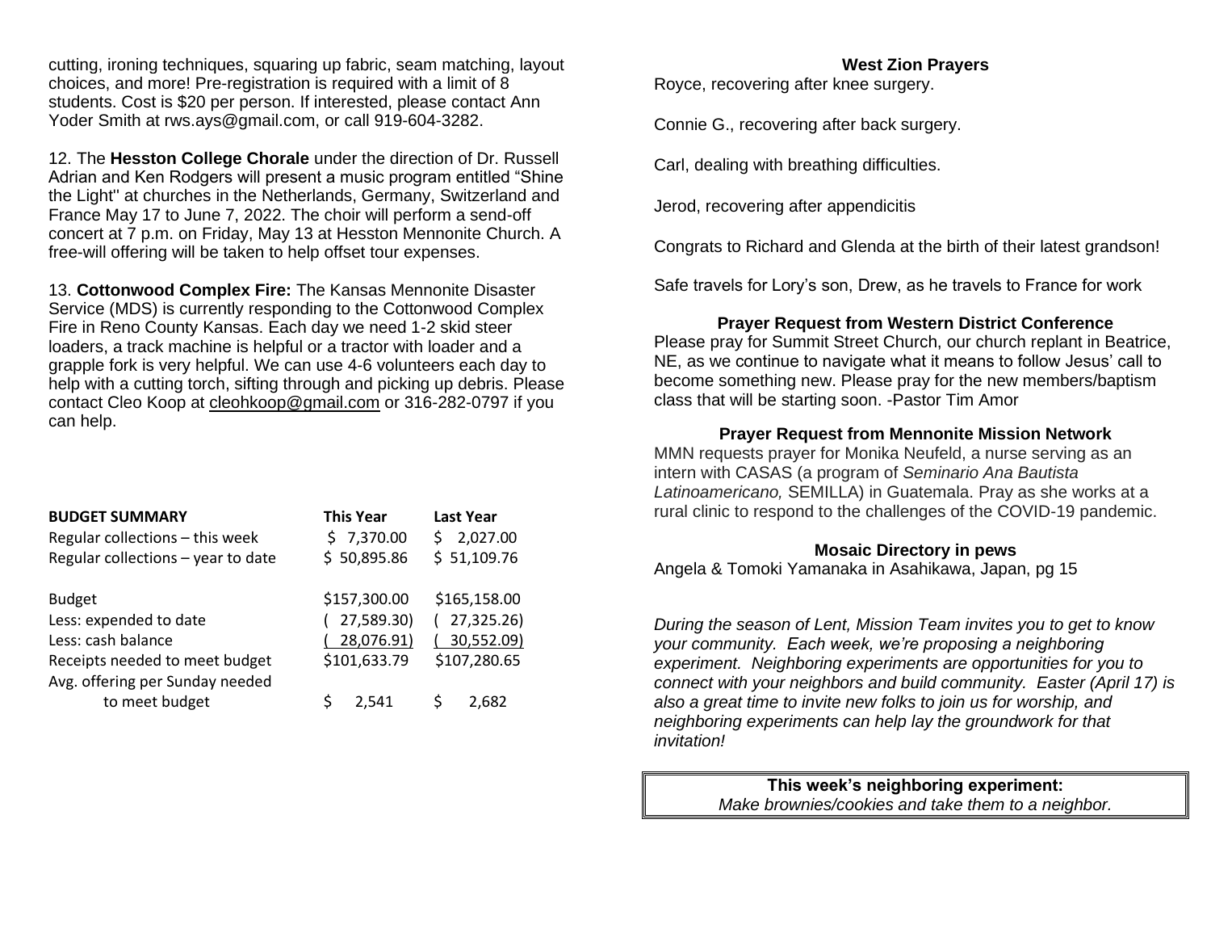cutting, ironing techniques, squaring up fabric, seam matching, layout choices, and more! Pre-registration is required with a limit of 8 students. Cost is $20 per person. If interested, please contact Ann Yoder Smith at rws.ays@gmail.com, or call 919-604-3282.

12. The **Hesston College Chorale** under the direction of Dr. Russell Adrian and Ken Rodgers will present a music program entitled "Shine the Light" at churches in the Netherlands, Germany, Switzerland and France May 17 to June 7, 2022. The choir will perform a send-off concert at 7 p.m. on Friday, May 13 at Hesston Mennonite Church. A free-will offering will be taken to help offset tour expenses.

13. **Cottonwood Complex Fire:** The Kansas Mennonite Disaster Service (MDS) is currently responding to the Cottonwood Complex Fire in Reno County Kansas. Each day we need 1-2 skid steer loaders, a track machine is helpful or a tractor with loader and a grapple fork is very helpful. We can use 4-6 volunteers each day to help with a cutting torch, sifting through and picking up debris. Please contact Cleo Koop at cleohkoop@gmail.com or 316-282-0797 if you can help.

| **BUDGET SUMMARY** | **This Year** | **Last Year** |
|---|---|---|
| Regular collections – this week | $ 7,370.00 | $ 2,027.00 |
| Regular collections – year to date | $ 50,895.86 | $ 51,109.76 |
| | | |
| Budget | $157,300.00 | $165,158.00 |
| Less: expended to date | ( 27,589.30) | ( 27,325.26) |
| Less: cash balance | ( 28,076.91) | ( 30,552.09) |
| Receipts needed to meet budget | $101,633.79 | $107,280.65 |
| Avg. offering per Sunday needed to meet budget | $ 2,541 | $ 2,682 |

### West Zion Prayers

Royce, recovering after knee surgery.

Connie G., recovering after back surgery.

Carl, dealing with breathing difficulties.

Jerod, recovering after appendicitis

Congrats to Richard and Glenda at the birth of their latest grandson!

Safe travels for Lory's son, Drew, as he travels to France for work

### Prayer Request from Western District Conference

Please pray for Summit Street Church, our church replant in Beatrice, NE, as we continue to navigate what it means to follow Jesus' call to become something new. Please pray for the new members/baptism class that will be starting soon. -Pastor Tim Amor

### Prayer Request from Mennonite Mission Network

MMN requests prayer for Monika Neufeld, a nurse serving as an intern with CASAS (a program of *Seminario Ana Bautista Latinoamericano,* SEMILLA) in Guatemala. Pray as she works at a rural clinic to respond to the challenges of the COVID-19 pandemic.

### Mosaic Directory in pews

Angela & Tomoki Yamanaka in Asahikawa, Japan, pg 15

*During the season of Lent, Mission Team invites you to get to know your community. Each week, we're proposing a neighboring experiment. Neighboring experiments are opportunities for you to connect with your neighbors and build community. Easter (April 17) is also a great time to invite new folks to join us for worship, and neighboring experiments can help lay the groundwork for that invitation!*

**This week's neighboring experiment:**
*Make brownies/cookies and take them to a neighbor.*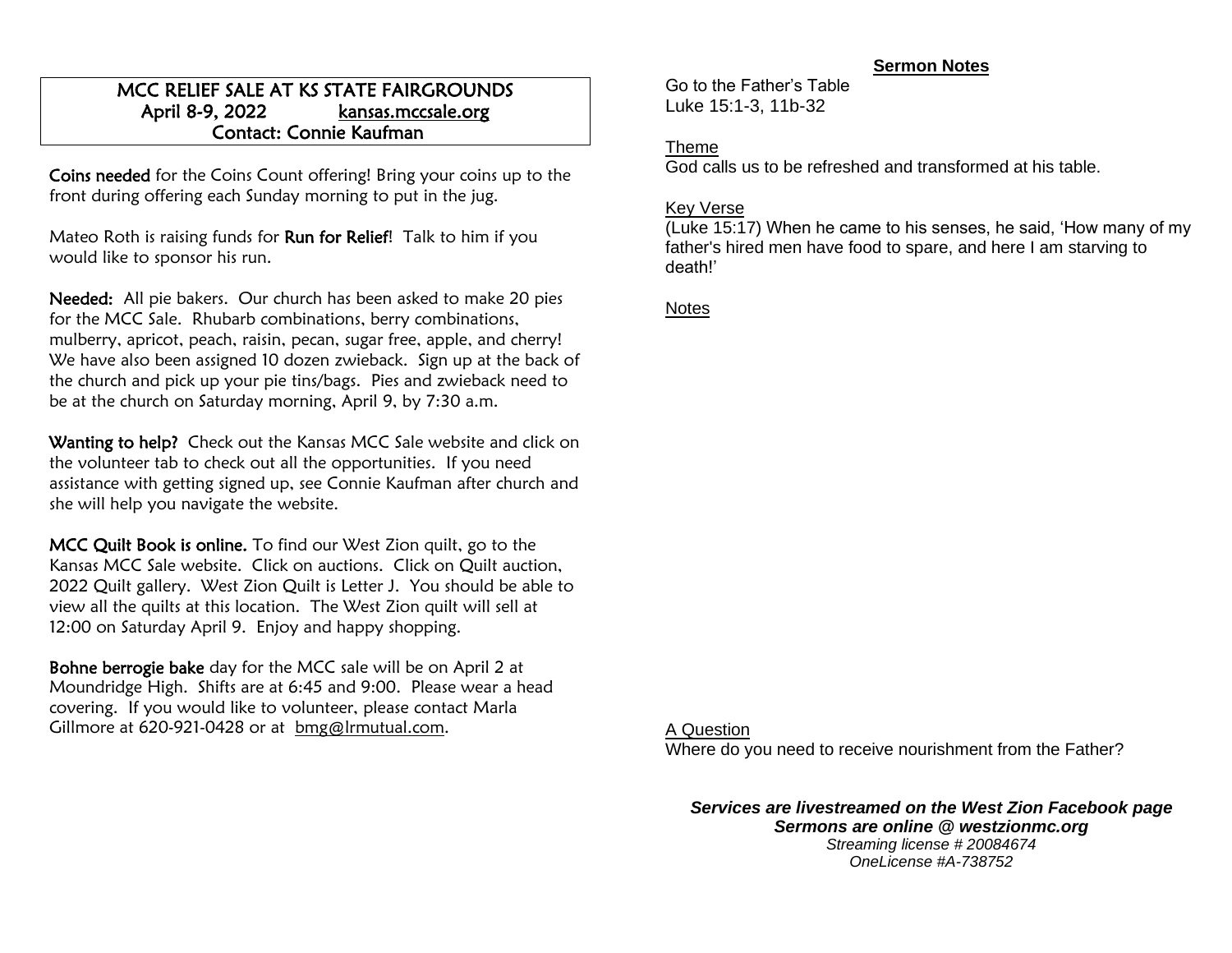## MCC RELIEF SALE AT KS STATE FAIRGROUNDS
**April 8-9, 2022 kansas.mccsale.org**
**Contact: Connie Kaufman**

**Coins needed** for the Coins Count offering! Bring your coins up to the front during offering each Sunday morning to put in the jug.

Mateo Roth is raising funds for **Run for Relief**! Talk to him if you would like to sponsor his run.

**Needed:** All pie bakers. Our church has been asked to make 20 pies for the MCC Sale. Rhubarb combinations, berry combinations, mulberry, apricot, peach, raisin, pecan, sugar free, apple, and cherry! We have also been assigned 10 dozen zwieback. Sign up at the back of the church and pick up your pie tins/bags. Pies and zwieback need to be at the church on Saturday morning, April 9, by 7:30 a.m.

**Wanting to help?** Check out the Kansas MCC Sale website and click on the volunteer tab to check out all the opportunities. If you need assistance with getting signed up, see Connie Kaufman after church and she will help you navigate the website.

**MCC Quilt Book is online.** To find our West Zion quilt, go to the Kansas MCC Sale website. Click on auctions. Click on Quilt auction, 2022 Quilt gallery. West Zion Quilt is Letter J. You should be able to view all the quilts at this location. The West Zion quilt will sell at 12:00 on Saturday April 9. Enjoy and happy shopping.

**Bohne berrogie bake** day for the MCC sale will be on April 2 at Moundridge High. Shifts are at 6:45 and 9:00. Please wear a head covering. If you would like to volunteer, please contact Marla Gillmore at 620-921-0428 or at bmg@lrmutual.com.

## Sermon Notes

Go to the Father's Table
Luke 15:1-3, 11b-32

Theme
God calls us to be refreshed and transformed at his table.

Key Verse
(Luke 15:17) When he came to his senses, he said, 'How many of my father's hired men have food to spare, and here I am starving to death!'

Notes

A Question
Where do you need to receive nourishment from the Father?

***Services are livestreamed on the West Zion Facebook page***
***Sermons are online @ westzionmc.org***
*Streaming license # 20084674*
*OneLicense #A-738752*